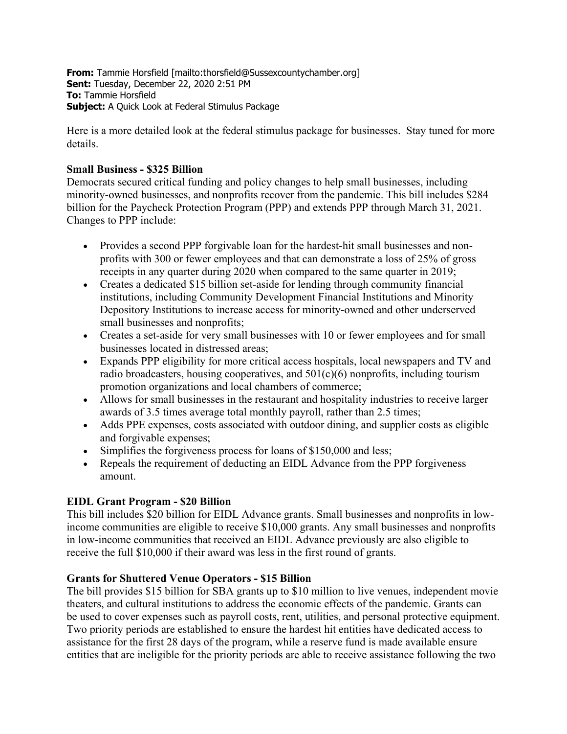**From:** Tammie Horsfield [mailto:thorsfield@Sussexcountychamber.org]
**Sent:** Tuesday, December 22, 2020 2:51 PM
**To:** Tammie Horsfield
**Subject:** A Quick Look at Federal Stimulus Package

Here is a more detailed look at the federal stimulus package for businesses. Stay tuned for more details.

**Small Business - $325 Billion**

Democrats secured critical funding and policy changes to help small businesses, including minority-owned businesses, and nonprofits recover from the pandemic. This bill includes $284 billion for the Paycheck Protection Program (PPP) and extends PPP through March 31, 2021. Changes to PPP include:

- Provides a second PPP forgivable loan for the hardest-hit small businesses and non-profits with 300 or fewer employees and that can demonstrate a loss of 25% of gross receipts in any quarter during 2020 when compared to the same quarter in 2019;
- Creates a dedicated $15 billion set-aside for lending through community financial institutions, including Community Development Financial Institutions and Minority Depository Institutions to increase access for minority-owned and other underserved small businesses and nonprofits;
- Creates a set-aside for very small businesses with 10 or fewer employees and for small businesses located in distressed areas;
- Expands PPP eligibility for more critical access hospitals, local newspapers and TV and radio broadcasters, housing cooperatives, and 501(c)(6) nonprofits, including tourism promotion organizations and local chambers of commerce;
- Allows for small businesses in the restaurant and hospitality industries to receive larger awards of 3.5 times average total monthly payroll, rather than 2.5 times;
- Adds PPE expenses, costs associated with outdoor dining, and supplier costs as eligible and forgivable expenses;
- Simplifies the forgiveness process for loans of $150,000 and less;
- Repeals the requirement of deducting an EIDL Advance from the PPP forgiveness amount.

**EIDL Grant Program - $20 Billion**

This bill includes $20 billion for EIDL Advance grants. Small businesses and nonprofits in low-income communities are eligible to receive $10,000 grants. Any small businesses and nonprofits in low-income communities that received an EIDL Advance previously are also eligible to receive the full $10,000 if their award was less in the first round of grants.

**Grants for Shuttered Venue Operators - $15 Billion**

The bill provides $15 billion for SBA grants up to $10 million to live venues, independent movie theaters, and cultural institutions to address the economic effects of the pandemic. Grants can be used to cover expenses such as payroll costs, rent, utilities, and personal protective equipment. Two priority periods are established to ensure the hardest hit entities have dedicated access to assistance for the first 28 days of the program, while a reserve fund is made available ensure entities that are ineligible for the priority periods are able to receive assistance following the two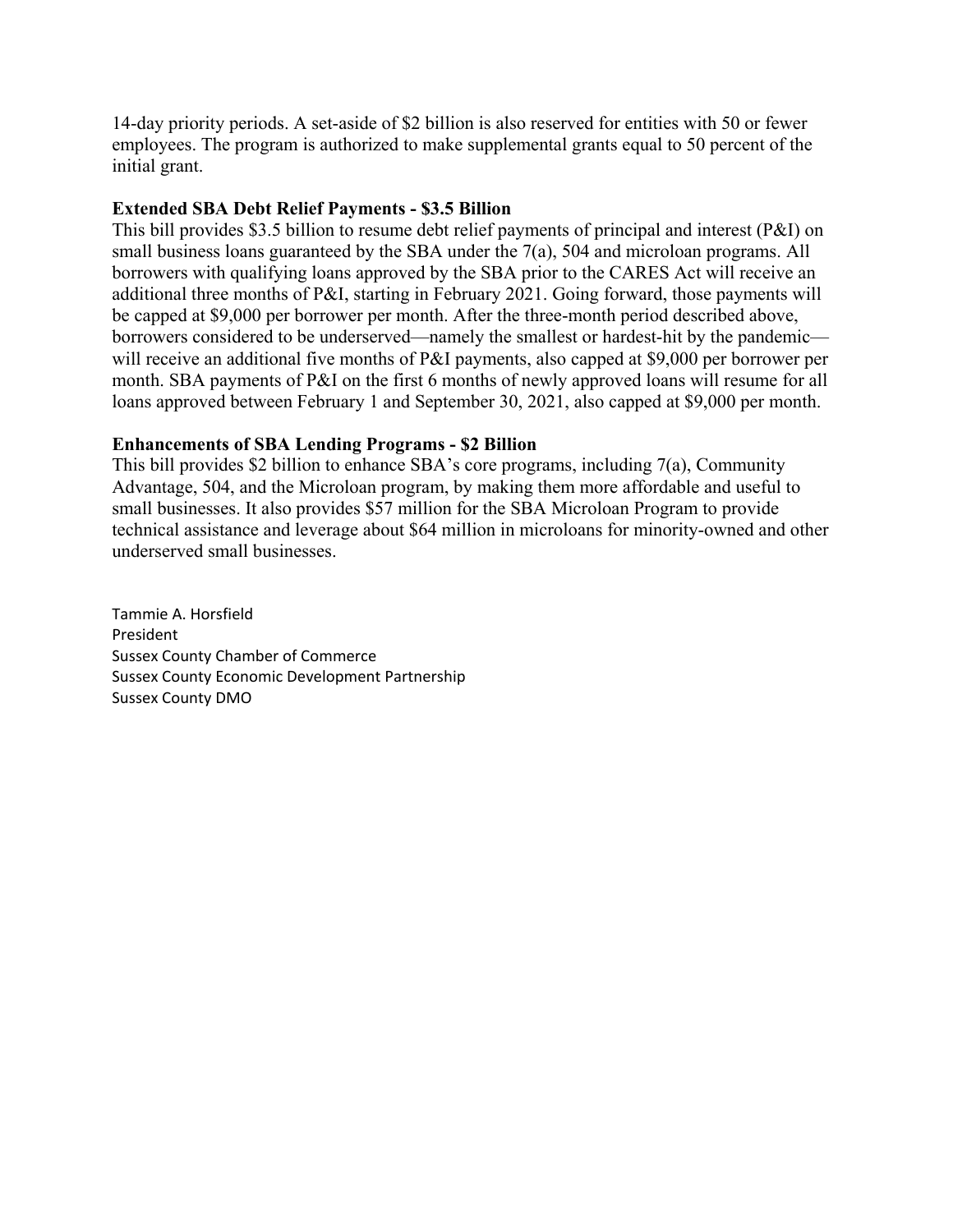14-day priority periods. A set-aside of $2 billion is also reserved for entities with 50 or fewer employees. The program is authorized to make supplemental grants equal to 50 percent of the initial grant.

**Extended SBA Debt Relief Payments - $3.5 Billion**

This bill provides $3.5 billion to resume debt relief payments of principal and interest (P&I) on small business loans guaranteed by the SBA under the 7(a), 504 and microloan programs. All borrowers with qualifying loans approved by the SBA prior to the CARES Act will receive an additional three months of P&I, starting in February 2021. Going forward, those payments will be capped at $9,000 per borrower per month. After the three-month period described above, borrowers considered to be underserved—namely the smallest or hardest-hit by the pandemic—will receive an additional five months of P&I payments, also capped at $9,000 per borrower per month. SBA payments of P&I on the first 6 months of newly approved loans will resume for all loans approved between February 1 and September 30, 2021, also capped at $9,000 per month.

**Enhancements of SBA Lending Programs - $2 Billion**

This bill provides $2 billion to enhance SBA's core programs, including 7(a), Community Advantage, 504, and the Microloan program, by making them more affordable and useful to small businesses. It also provides $57 million for the SBA Microloan Program to provide technical assistance and leverage about $64 million in microloans for minority-owned and other underserved small businesses.

Tammie A. Horsfield
President
Sussex County Chamber of Commerce
Sussex County Economic Development Partnership
Sussex County DMO